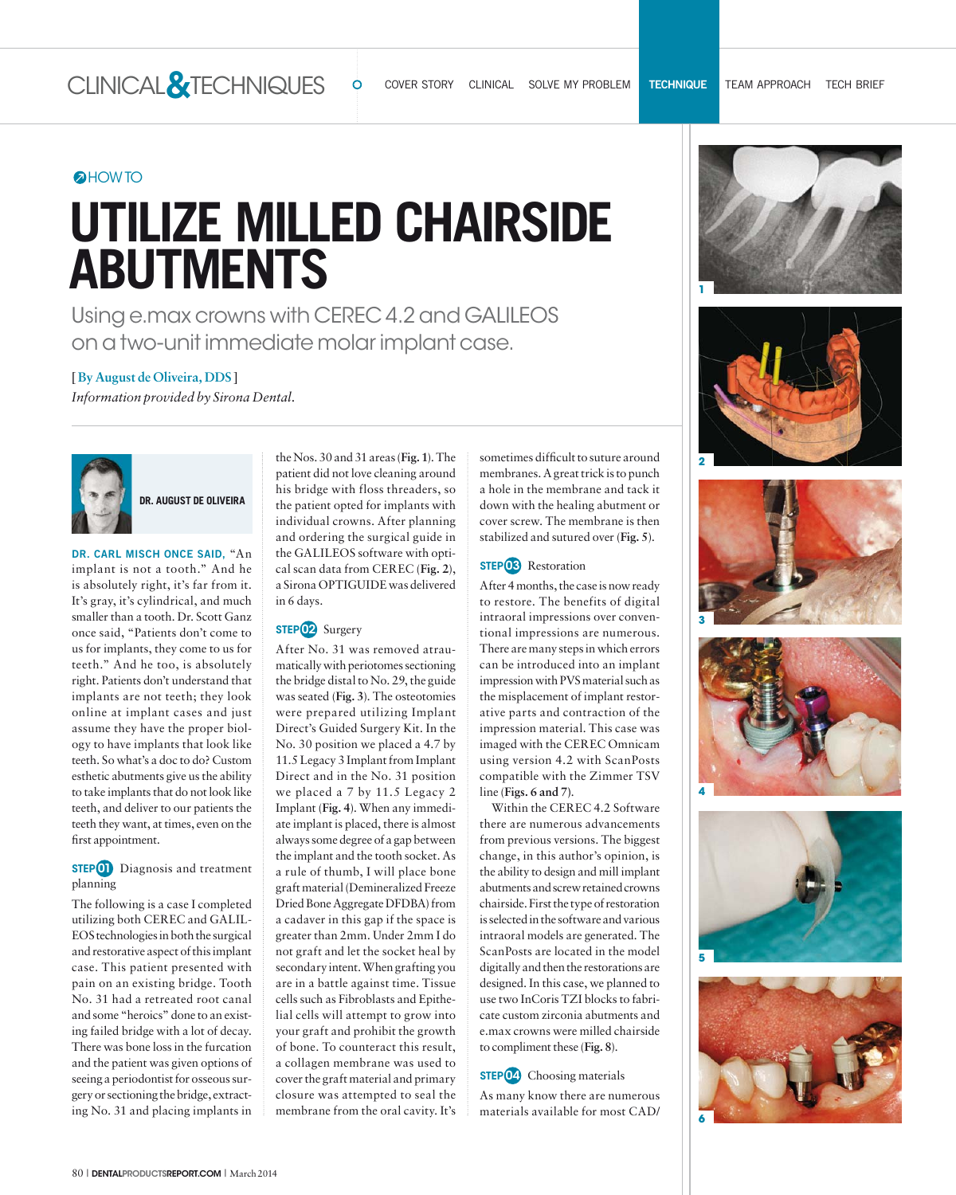## HOW TO

# UTILIZE MILLED CHAIRSIDE ABUTMENTS

Using e.max crowns with CEREC 4.2 and GALILEOS on a two-unit immediate molar implant case.

[ By August de Oliveira, DDS ]

*Information provided by Sirona Dental.*

DR. AUGUST DE OLIVEIRA

**DR. CARL MISCH ONCE SAID,** "An implant is not a tooth." And he is absolutely right, it's far from it. It's gray, it's cylindrical, and much smaller than a tooth. Dr. Scott Ganz once said, "Patients don't come to us for implants, they come to us for teeth." And he too, is absolutely right. Patients don't understand that implants are not teeth; they look online at implant cases and just assume they have the proper biology to have implants that look like teeth. So what's a doc to do? Custom esthetic abutments give us the ability to take implants that do not look like teeth, and deliver to our patients the teeth they want, at times, even on the first appointment.

### STEP 01 Diagnosis and treatment planning

The following is a case I completed utilizing both CEREC and GALILEOS technologies in both the surgical and restorative aspect of this implant case. This patient presented with pain on an existing bridge. Tooth No. 31 had a retreated root canal and some "heroics" done to an existing failed bridge with a lot of decay. There was bone loss in the furcation and the patient was given options of seeing a periodontist for osseous surgery or sectioning the bridge, extracting No. 31 and placing implants in the Nos. 30 and 31 areas (**Fig. 1**). The patient did not love cleaning around his bridge with floss threaders, so the patient opted for implants with individual crowns. After planning and ordering the surgical guide in the GALILEOS software with optical scan data from CEREC (**Fig. 2**), a Sirona OPTIGUIDE was delivered in 6 days.

### STEP 02 Surgery

After No. 31 was removed atraumatically with periotomes sectioning the bridge distal to No. 29, the guide was seated (**Fig. 3**). The osteotomies were prepared utilizing Implant Direct's Guided Surgery Kit. In the No. 30 position we placed a 4.7 by 11.5 Legacy 3 Implant from Implant Direct and in the No. 31 position we placed a 7 by 11.5 Legacy 2 Implant (**Fig. 4**). When any immediate implant is placed, there is almost always some degree of a gap between the implant and the tooth socket. As a rule of thumb, I will place bone graft material (Demineralized Freeze Dried Bone Aggregate DFDBA) from a cadaver in this gap if the space is greater than 2mm. Under 2mm I do not graft and let the socket heal by secondary intent. When grafting you are in a battle against time. Tissue cells such as Fibroblasts and Epithelial cells will attempt to grow into your graft and prohibit the growth of bone. To counteract this result, a collagen membrane was used to cover the graft material and primary closure was attempted to seal the membrane from the oral cavity. It's sometimes difficult to suture around membranes. A great trick is to punch a hole in the membrane and tack it down with the healing abutment or cover screw. The membrane is then stabilized and sutured over (**Fig. 5**).

### STEP 03 Restoration

After 4 months, the case is now ready to restore. The benefits of digital intraoral impressions over conventional impressions are numerous. There are many steps in which errors can be introduced into an implant impression with PVS material such as the misplacement of implant restorative parts and contraction of the impression material. This case was imaged with the CEREC Omnicam using version 4.2 with ScanPosts compatible with the Zimmer TSV line (**Figs. 6 and 7**).

Within the CEREC 4.2 Software there are numerous advancements from previous versions. The biggest change, in this author's opinion, is the ability to design and mill implant abutments and screw retained crowns chairside. First the type of restoration is selected in the software and various intraoral models are generated. The ScanPosts are located in the model digitally and then the restorations are designed. In this case, we planned to use two InCoris TZI blocks to fabricate custom zirconia abutments and e.max crowns were milled chairside to compliment these (**Fig. 8**).

### STEP 04 Choosing materials

As many know there are numerous materials available for most CAD/

1

2

3

4

5

6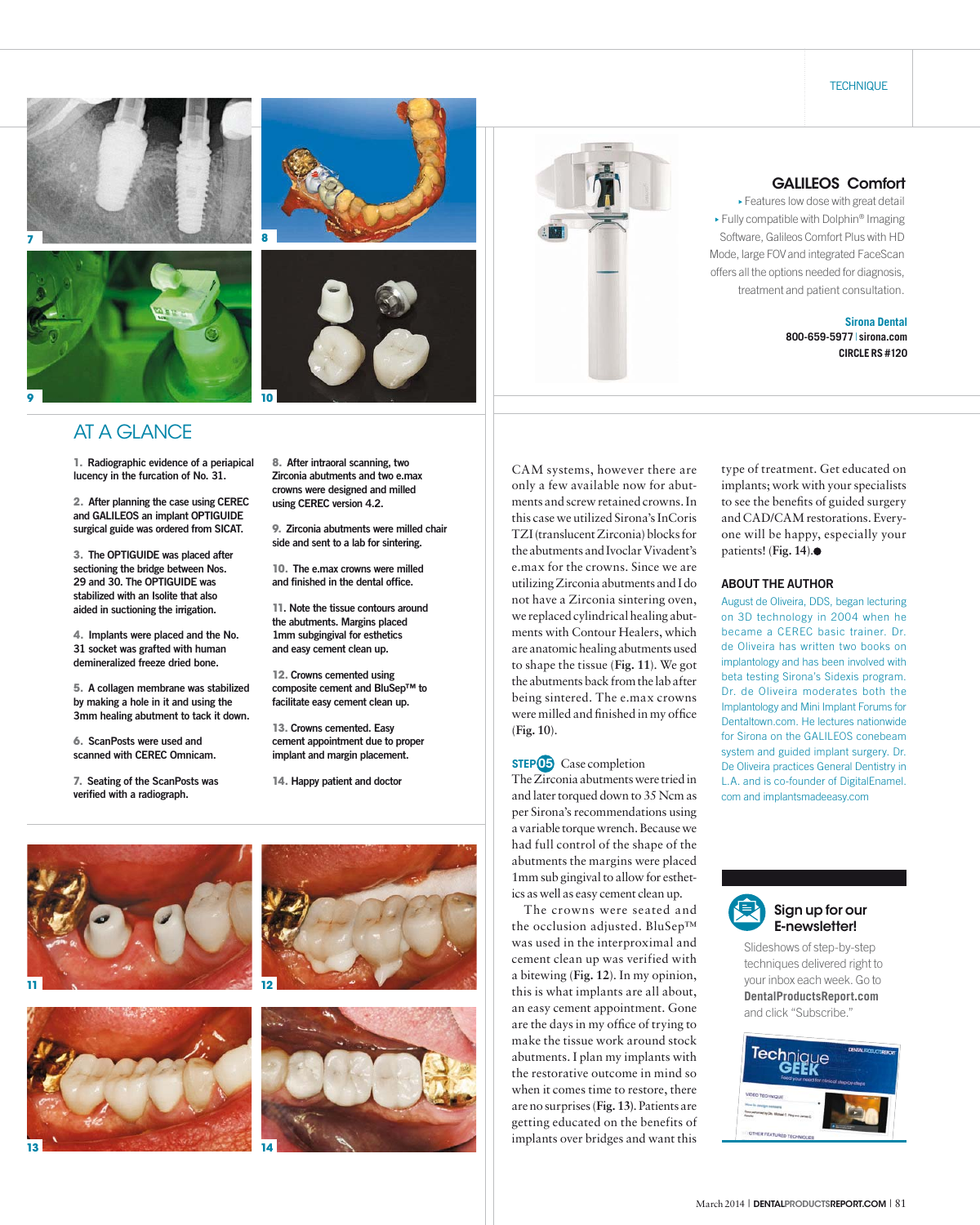## AT A GLANCE

**1.** Radiographic evidence of a periapical lucency in the furcation of No. 31.

**2.** After planning the case using CEREC and GALILEOS an implant OPTIGUIDE surgical guide was ordered from SICAT.

**3.** The OPTIGUIDE was placed after sectioning the bridge between Nos. 29 and 30. The OPTIGUIDE was stabilized with an Isolite that also aided in suctioning the irrigation.

**4.** Implants were placed and the No. 31 socket was grafted with human demineralized freeze dried bone.

**5.** A collagen membrane was stabilized by making a hole in it and using the 3mm healing abutment to tack it down.

**6.** ScanPosts were used and scanned with CEREC Omnicam.

**7.** Seating of the ScanPosts was verified with a radiograph.

**8.** After intraoral scanning, two Zirconia abutments and two e.max crowns were designed and milled using CEREC version 4.2.

**9.** Zirconia abutments were milled chair side and sent to a lab for sintering.

**10.** The e.max crowns were milled and finished in the dental office.

**11.** Note the tissue contours around the abutments. Margins placed 1mm subgingival for esthetics and easy cement clean up.

**12.** Crowns cemented using composite cement and BluSep™ to facilitate easy cement clean up.

**13.** Crowns cemented. Easy cement appointment due to proper implant and margin placement.

**14.** Happy patient and doctor

CAM systems, however there are only a few available now for abutments and screw retained crowns. In this case we utilized Sirona's InCoris TZI (translucent Zirconia) blocks for the abutments and Ivoclar Vivadent's e.max for the crowns. Since we are utilizing Zirconia abutments and I do not have a Zirconia sintering oven, we replaced cylindrical healing abutments with Contour Healers, which are anatomic healing abutments used to shape the tissue (**Fig. 11**). We got the abutments back from the lab after being sintered. The e.max crowns were milled and finished in my office (**Fig. 10**).

**STEP 05** Case completion

The Zirconia abutments were tried in and later torqued down to 35 Ncm as per Sirona's recommendations using a variable torque wrench. Because we had full control of the shape of the abutments the margins were placed 1mm sub gingival to allow for esthetics as well as easy cement clean up.

The crowns were seated and the occlusion adjusted. BluSep™ was used in the interproximal and cement clean up was verified with a bitewing (**Fig. 12**). In my opinion, this is what implants are all about, an easy cement appointment. Gone are the days in my office of trying to make the tissue work around stock abutments. I plan my implants with the restorative outcome in mind so when it comes time to restore, there are no surprises (**Fig. 13**). Patients are getting educated on the benefits of implants over bridges and want this type of treatment. Get educated on implants; work with your specialists to see the benefits of guided surgery and CAD/CAM restorations. Everyone will be happy, especially your patients! (**Fig. 14**).●

### ABOUT THE AUTHOR

August de Oliveira, DDS, began lecturing on 3D technology in 2004 when he became a CEREC basic trainer. Dr. de Oliveira has written two books on implantology and has been involved with beta testing Sirona's Sidexis program. Dr. de Oliveira moderates both the Implantology and Mini Implant Forums for Dentaltown.com. He lectures nationwide for Sirona on the GALILEOS conebeam system and guided implant surgery. Dr. De Oliveira practices General Dentistry in L.A. and is co-founder of DigitalEnamel.com and implantsmadeeasy.com

## GALILEOS Comfort

- Features low dose with great detail
- Fully compatible with Dolphin® Imaging Software, Galileos Comfort Plus with HD Mode, large FOV and integrated FaceScan offers all the options needed for diagnosis, treatment and patient consultation.

**Sirona Dental**
**800-659-5977 | sirona.com**
**CIRCLE RS #120**

### Sign up for our E-newsletter!

Slideshows of step-by-step techniques delivered right to your inbox each week. Go to **DentalProductsReport.com** and click "Subscribe."